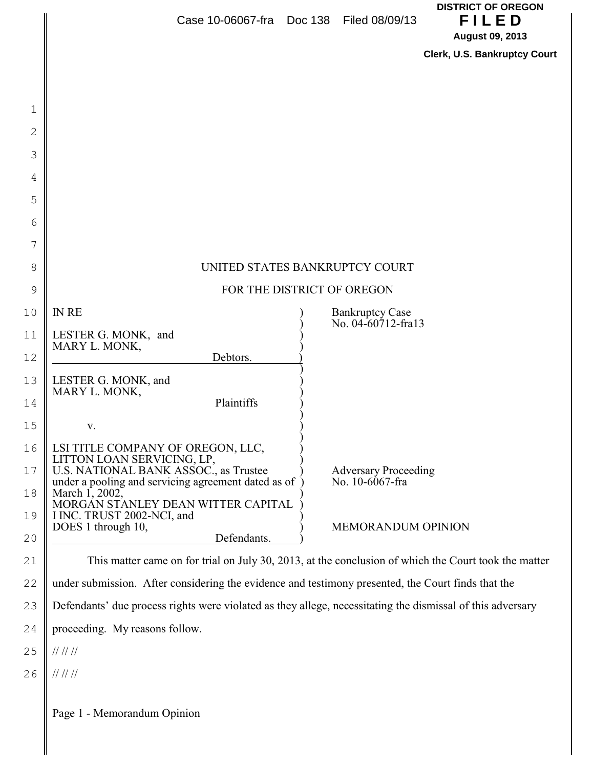Case 10-06067-fra Doc 138 Filed 08/09/13

DISTRICT OF OREGON
**F I L E D**
**August 09, 2013**
**Clerk, U.S. Bankruptcy Court**

UNITED STATES BANKRUPTCY COURT

FOR THE DISTRICT OF OREGON

| | |
|---|---|
| IN RE<br><br>LESTER G. MONK, and<br>MARY L. MONK,<br>Debtors. | Bankruptcy Case<br>No. 04-60712-fra13 |
| LESTER G. MONK, and<br>MARY L. MONK,<br>Plaintiffs<br><br>v.<br><br>LSI TITLE COMPANY OF OREGON, LLC,<br>LITTON LOAN SERVICING, LP,<br>U.S. NATIONAL BANK ASSOC., as Trustee under a pooling and servicing agreement dated as of March 1, 2002,<br>MORGAN STANLEY DEAN WITTER CAPITAL I INC. TRUST 2002-NCI, and<br>DOES 1 through 10,<br>Defendants. | Adversary Proceeding<br>No. 10-6067-fra<br><br>MEMORANDUM OPINION |

This matter came on for trial on July 30, 2013, at the conclusion of which the Court took the matter under submission. After considering the evidence and testimony presented, the Court finds that the Defendants' due process rights were violated as they allege, necessitating the dismissal of this adversary proceeding. My reasons follow.

// // //

// // //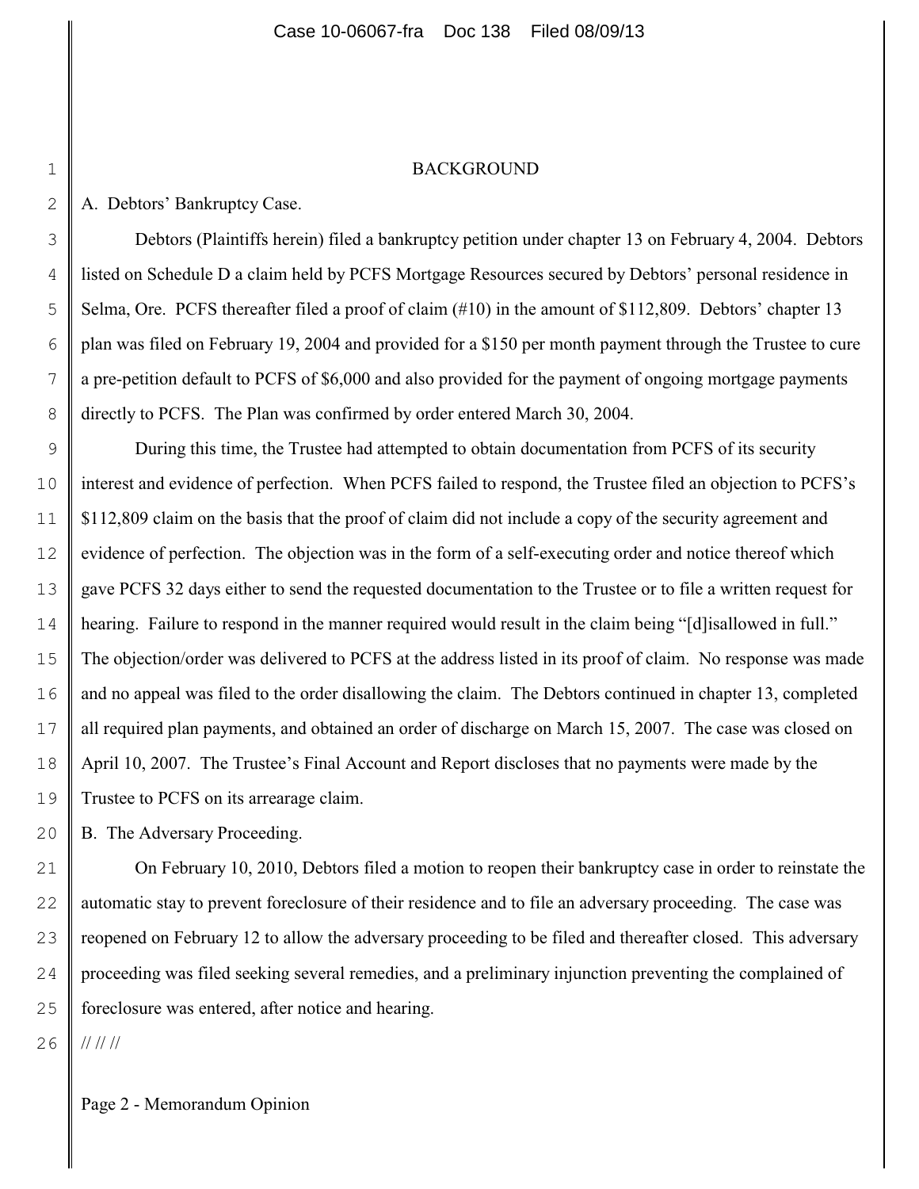## BACKGROUND

A. Debtors' Bankruptcy Case.

Debtors (Plaintiffs herein) filed a bankruptcy petition under chapter 13 on February 4, 2004. Debtors listed on Schedule D a claim held by PCFS Mortgage Resources secured by Debtors' personal residence in Selma, Ore. PCFS thereafter filed a proof of claim (#10) in the amount of $112,809. Debtors' chapter 13 plan was filed on February 19, 2004 and provided for a $150 per month payment through the Trustee to cure a pre-petition default to PCFS of $6,000 and also provided for the payment of ongoing mortgage payments directly to PCFS. The Plan was confirmed by order entered March 30, 2004.

During this time, the Trustee had attempted to obtain documentation from PCFS of its security interest and evidence of perfection. When PCFS failed to respond, the Trustee filed an objection to PCFS's $112,809 claim on the basis that the proof of claim did not include a copy of the security agreement and evidence of perfection. The objection was in the form of a self-executing order and notice thereof which gave PCFS 32 days either to send the requested documentation to the Trustee or to file a written request for hearing. Failure to respond in the manner required would result in the claim being "[d]isallowed in full." The objection/order was delivered to PCFS at the address listed in its proof of claim. No response was made and no appeal was filed to the order disallowing the claim. The Debtors continued in chapter 13, completed all required plan payments, and obtained an order of discharge on March 15, 2007. The case was closed on April 10, 2007. The Trustee's Final Account and Report discloses that no payments were made by the Trustee to PCFS on its arrearage claim.

B. The Adversary Proceeding.

On February 10, 2010, Debtors filed a motion to reopen their bankruptcy case in order to reinstate the automatic stay to prevent foreclosure of their residence and to file an adversary proceeding. The case was reopened on February 12 to allow the adversary proceeding to be filed and thereafter closed. This adversary proceeding was filed seeking several remedies, and a preliminary injunction preventing the complained of foreclosure was entered, after notice and hearing.

// // //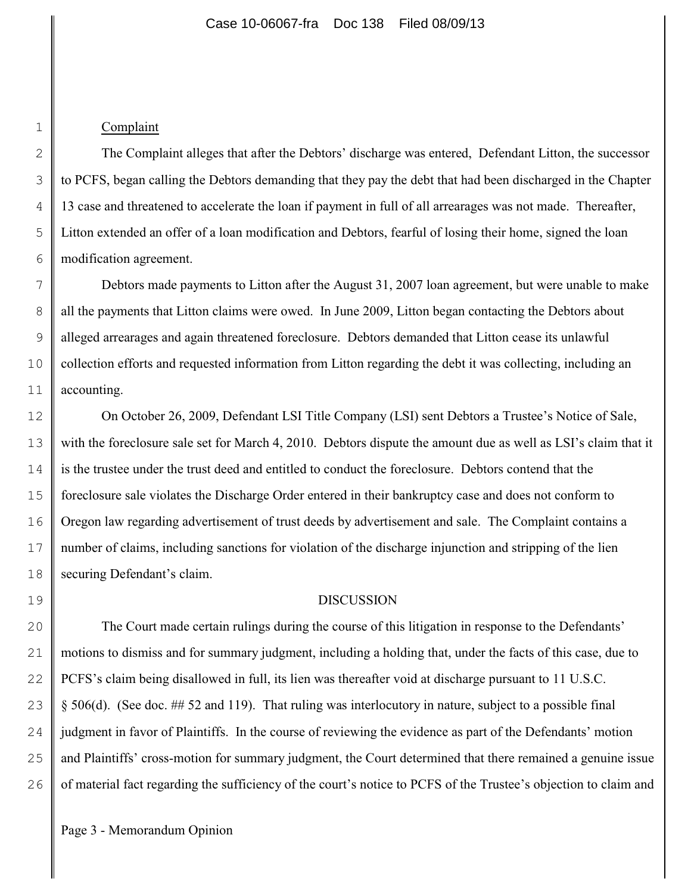Complaint

The Complaint alleges that after the Debtors' discharge was entered, Defendant Litton, the successor to PCFS, began calling the Debtors demanding that they pay the debt that had been discharged in the Chapter 13 case and threatened to accelerate the loan if payment in full of all arrearages was not made. Thereafter, Litton extended an offer of a loan modification and Debtors, fearful of losing their home, signed the loan modification agreement.

Debtors made payments to Litton after the August 31, 2007 loan agreement, but were unable to make all the payments that Litton claims were owed. In June 2009, Litton began contacting the Debtors about alleged arrearages and again threatened foreclosure. Debtors demanded that Litton cease its unlawful collection efforts and requested information from Litton regarding the debt it was collecting, including an accounting.

On October 26, 2009, Defendant LSI Title Company (LSI) sent Debtors a Trustee's Notice of Sale, with the foreclosure sale set for March 4, 2010. Debtors dispute the amount due as well as LSI's claim that it is the trustee under the trust deed and entitled to conduct the foreclosure. Debtors contend that the foreclosure sale violates the Discharge Order entered in their bankruptcy case and does not conform to Oregon law regarding advertisement of trust deeds by advertisement and sale. The Complaint contains a number of claims, including sanctions for violation of the discharge injunction and stripping of the lien securing Defendant's claim.

DISCUSSION

The Court made certain rulings during the course of this litigation in response to the Defendants' motions to dismiss and for summary judgment, including a holding that, under the facts of this case, due to PCFS's claim being disallowed in full, its lien was thereafter void at discharge pursuant to 11 U.S.C. § 506(d). (See doc. ## 52 and 119). That ruling was interlocutory in nature, subject to a possible final judgment in favor of Plaintiffs. In the course of reviewing the evidence as part of the Defendants' motion and Plaintiffs' cross-motion for summary judgment, the Court determined that there remained a genuine issue of material fact regarding the sufficiency of the court's notice to PCFS of the Trustee's objection to claim and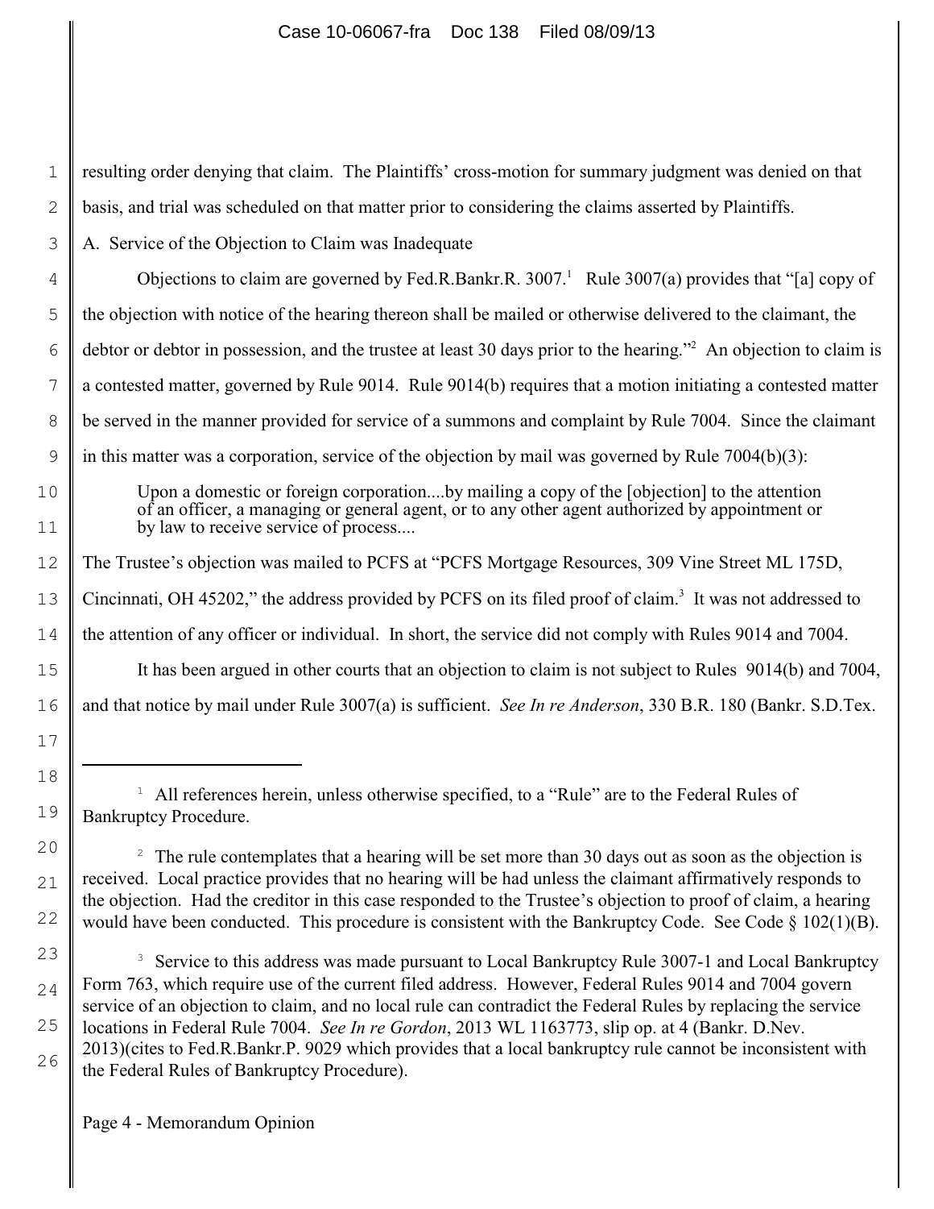resulting order denying that claim. The Plaintiffs' cross-motion for summary judgment was denied on that basis, and trial was scheduled on that matter prior to considering the claims asserted by Plaintiffs.

A. Service of the Objection to Claim was Inadequate

Objections to claim are governed by Fed.R.Bankr.R. 3007.[1] Rule 3007(a) provides that "[a] copy of the objection with notice of the hearing thereon shall be mailed or otherwise delivered to the claimant, the debtor or debtor in possession, and the trustee at least 30 days prior to the hearing."[2] An objection to claim is a contested matter, governed by Rule 9014. Rule 9014(b) requires that a motion initiating a contested matter be served in the manner provided for service of a summons and complaint by Rule 7004. Since the claimant in this matter was a corporation, service of the objection by mail was governed by Rule 7004(b)(3):

> Upon a domestic or foreign corporation....by mailing a copy of the [objection] to the attention of an officer, a managing or general agent, or to any other agent authorized by appointment or by law to receive service of process....

The Trustee's objection was mailed to PCFS at "PCFS Mortgage Resources, 309 Vine Street ML 175D, Cincinnati, OH 45202," the address provided by PCFS on its filed proof of claim.[3] It was not addressed to the attention of any officer or individual. In short, the service did not comply with Rules 9014 and 7004.

It has been argued in other courts that an objection to claim is not subject to Rules 9014(b) and 7004, and that notice by mail under Rule 3007(a) is sufficient. *See In re Anderson*, 330 B.R. 180 (Bankr. S.D.Tex.

---

[1] All references herein, unless otherwise specified, to a "Rule" are to the Federal Rules of Bankruptcy Procedure.

[2] The rule contemplates that a hearing will be set more than 30 days out as soon as the objection is received. Local practice provides that no hearing will be had unless the claimant affirmatively responds to the objection. Had the creditor in this case responded to the Trustee's objection to proof of claim, a hearing would have been conducted. This procedure is consistent with the Bankruptcy Code. See Code § 102(1)(B).

[3] Service to this address was made pursuant to Local Bankruptcy Rule 3007-1 and Local Bankruptcy Form 763, which require use of the current filed address. However, Federal Rules 9014 and 7004 govern service of an objection to claim, and no local rule can contradict the Federal Rules by replacing the service locations in Federal Rule 7004. *See In re Gordon*, 2013 WL 1163773, slip op. at 4 (Bankr. D.Nev. 2013)(cites to Fed.R.Bankr.P. 9029 which provides that a local bankruptcy rule cannot be inconsistent with the Federal Rules of Bankruptcy Procedure).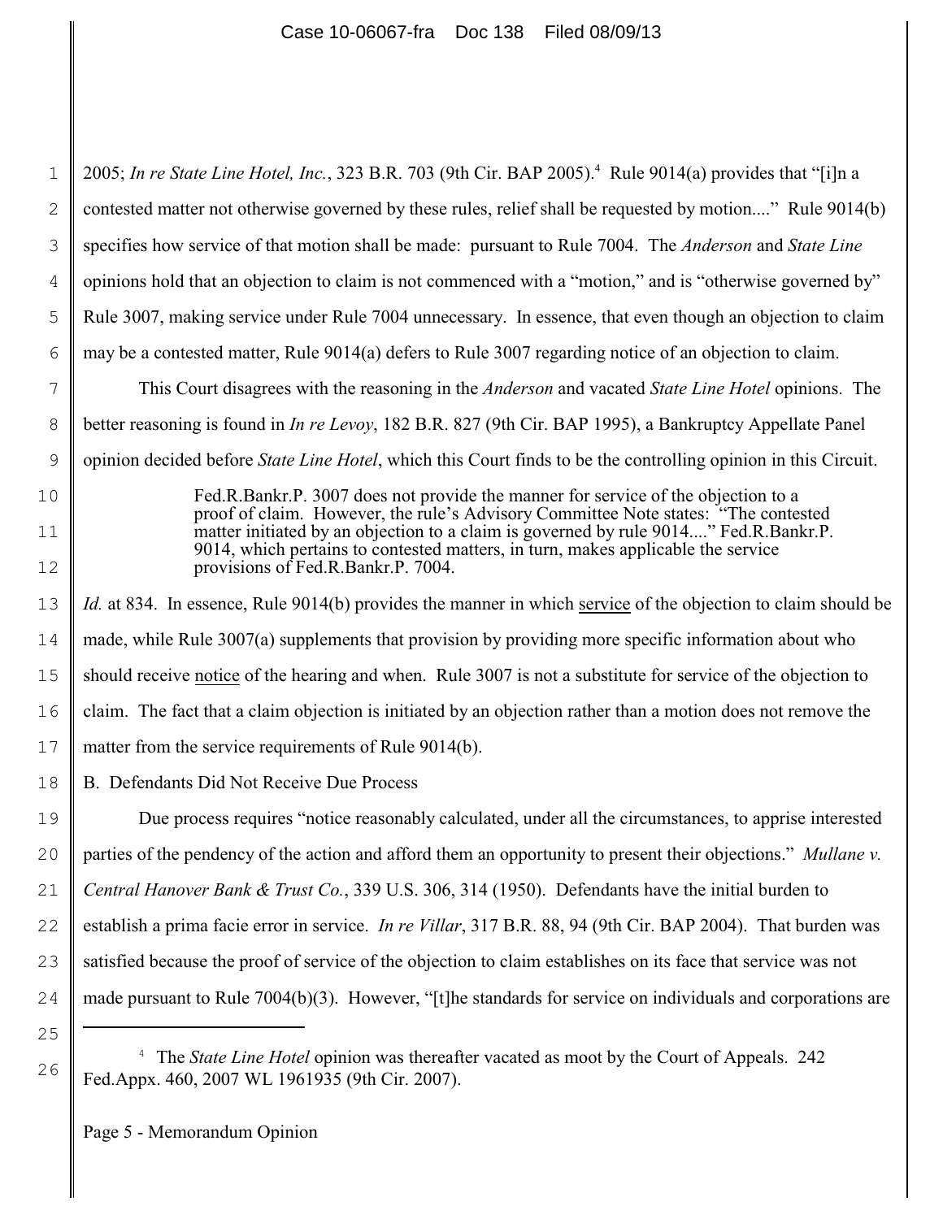2005; *In re State Line Hotel, Inc.*, 323 B.R. 703 (9th Cir. BAP 2005).[4] Rule 9014(a) provides that "[i]n a contested matter not otherwise governed by these rules, relief shall be requested by motion...." Rule 9014(b) specifies how service of that motion shall be made: pursuant to Rule 7004. The *Anderson* and *State Line* opinions hold that an objection to claim is not commenced with a "motion," and is "otherwise governed by" Rule 3007, making service under Rule 7004 unnecessary. In essence, that even though an objection to claim may be a contested matter, Rule 9014(a) defers to Rule 3007 regarding notice of an objection to claim.

This Court disagrees with the reasoning in the *Anderson* and vacated *State Line Hotel* opinions. The better reasoning is found in *In re Levoy*, 182 B.R. 827 (9th Cir. BAP 1995), a Bankruptcy Appellate Panel opinion decided before *State Line Hotel*, which this Court finds to be the controlling opinion in this Circuit.

> Fed.R.Bankr.P. 3007 does not provide the manner for service of the objection to a proof of claim. However, the rule's Advisory Committee Note states: "The contested matter initiated by an objection to a claim is governed by rule 9014...." Fed.R.Bankr.P. 9014, which pertains to contested matters, in turn, makes applicable the service provisions of Fed.R.Bankr.P. 7004.

*Id.* at 834. In essence, Rule 9014(b) provides the manner in which <u>service</u> of the objection to claim should be made, while Rule 3007(a) supplements that provision by providing more specific information about who should receive <u>notice</u> of the hearing and when. Rule 3007 is not a substitute for service of the objection to claim. The fact that a claim objection is initiated by an objection rather than a motion does not remove the matter from the service requirements of Rule 9014(b).

B. Defendants Did Not Receive Due Process

Due process requires "notice reasonably calculated, under all the circumstances, to apprise interested parties of the pendency of the action and afford them an opportunity to present their objections." *Mullane v. Central Hanover Bank & Trust Co.*, 339 U.S. 306, 314 (1950). Defendants have the initial burden to establish a prima facie error in service. *In re Villar*, 317 B.R. 88, 94 (9th Cir. BAP 2004). That burden was satisfied because the proof of service of the objection to claim establishes on its face that service was not made pursuant to Rule 7004(b)(3). However, "[t]he standards for service on individuals and corporations are

---

[4] The *State Line Hotel* opinion was thereafter vacated as moot by the Court of Appeals. 242 Fed.Appx. 460, 2007 WL 1961935 (9th Cir. 2007).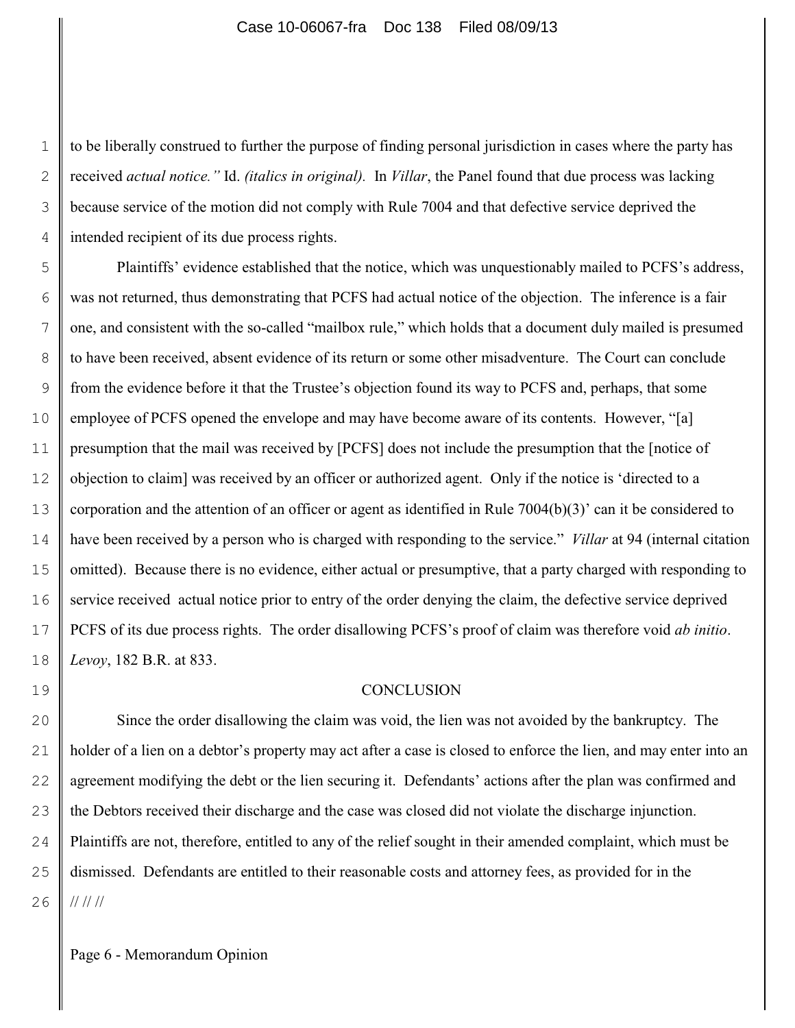to be liberally construed to further the purpose of finding personal jurisdiction in cases where the party has received *actual notice."* Id. *(italics in original).* In *Villar*, the Panel found that due process was lacking because service of the motion did not comply with Rule 7004 and that defective service deprived the intended recipient of its due process rights.

Plaintiffs' evidence established that the notice, which was unquestionably mailed to PCFS's address, was not returned, thus demonstrating that PCFS had actual notice of the objection. The inference is a fair one, and consistent with the so-called "mailbox rule," which holds that a document duly mailed is presumed to have been received, absent evidence of its return or some other misadventure. The Court can conclude from the evidence before it that the Trustee's objection found its way to PCFS and, perhaps, that some employee of PCFS opened the envelope and may have become aware of its contents. However, "[a] presumption that the mail was received by [PCFS] does not include the presumption that the [notice of objection to claim] was received by an officer or authorized agent. Only if the notice is 'directed to a corporation and the attention of an officer or agent as identified in Rule 7004(b)(3)' can it be considered to have been received by a person who is charged with responding to the service." *Villar* at 94 (internal citation omitted). Because there is no evidence, either actual or presumptive, that a party charged with responding to service received actual notice prior to entry of the order denying the claim, the defective service deprived PCFS of its due process rights. The order disallowing PCFS's proof of claim was therefore void *ab initio*. *Levoy*, 182 B.R. at 833.

## CONCLUSION

Since the order disallowing the claim was void, the lien was not avoided by the bankruptcy. The holder of a lien on a debtor's property may act after a case is closed to enforce the lien, and may enter into an agreement modifying the debt or the lien securing it. Defendants' actions after the plan was confirmed and the Debtors received their discharge and the case was closed did not violate the discharge injunction. Plaintiffs are not, therefore, entitled to any of the relief sought in their amended complaint, which must be dismissed. Defendants are entitled to their reasonable costs and attorney fees, as provided for in the

// // //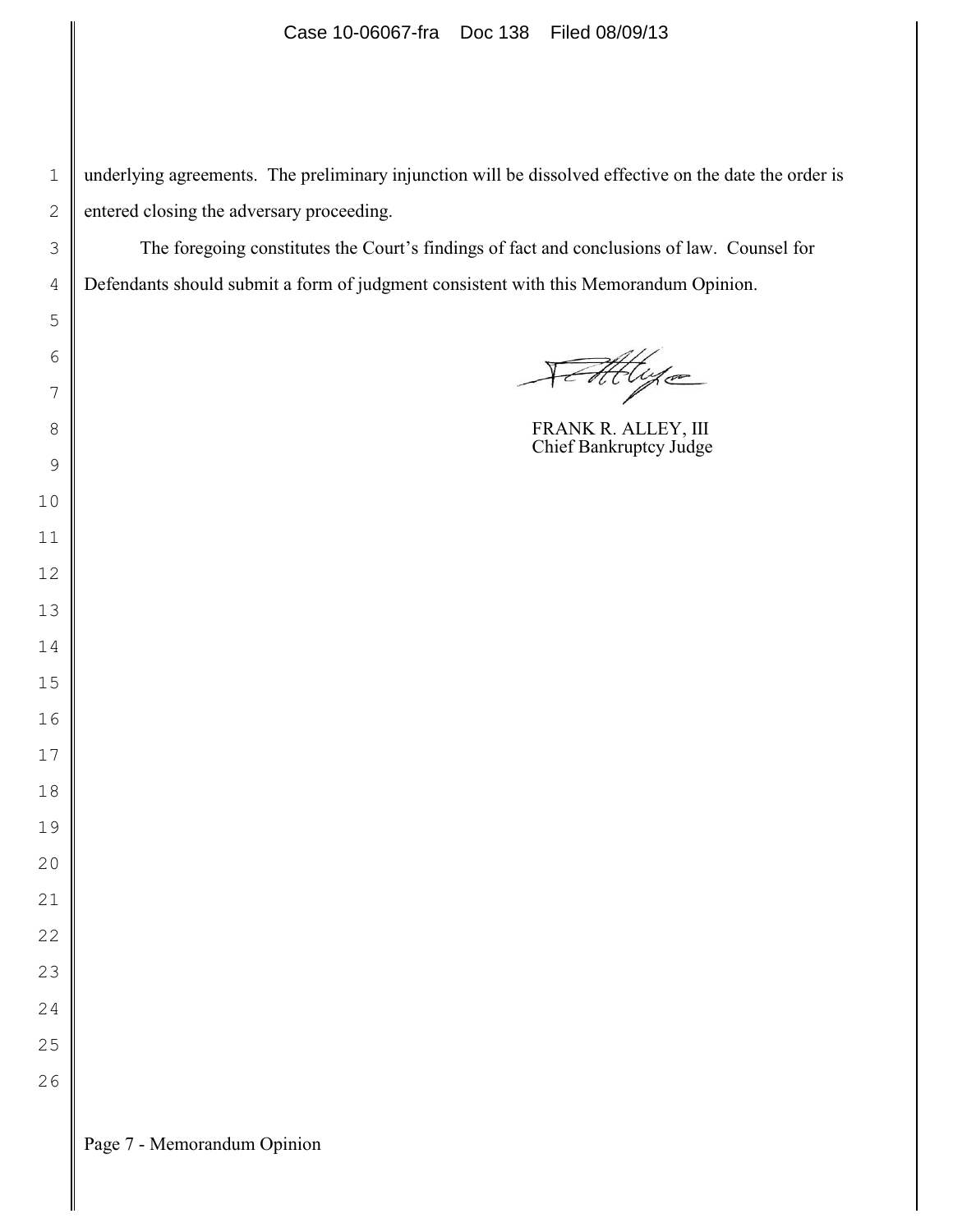underlying agreements. The preliminary injunction will be dissolved effective on the date the order is entered closing the adversary proceeding.

The foregoing constitutes the Court's findings of fact and conclusions of law. Counsel for Defendants should submit a form of judgment consistent with this Memorandum Opinion.

FRANK R. ALLEY, III
Chief Bankruptcy Judge